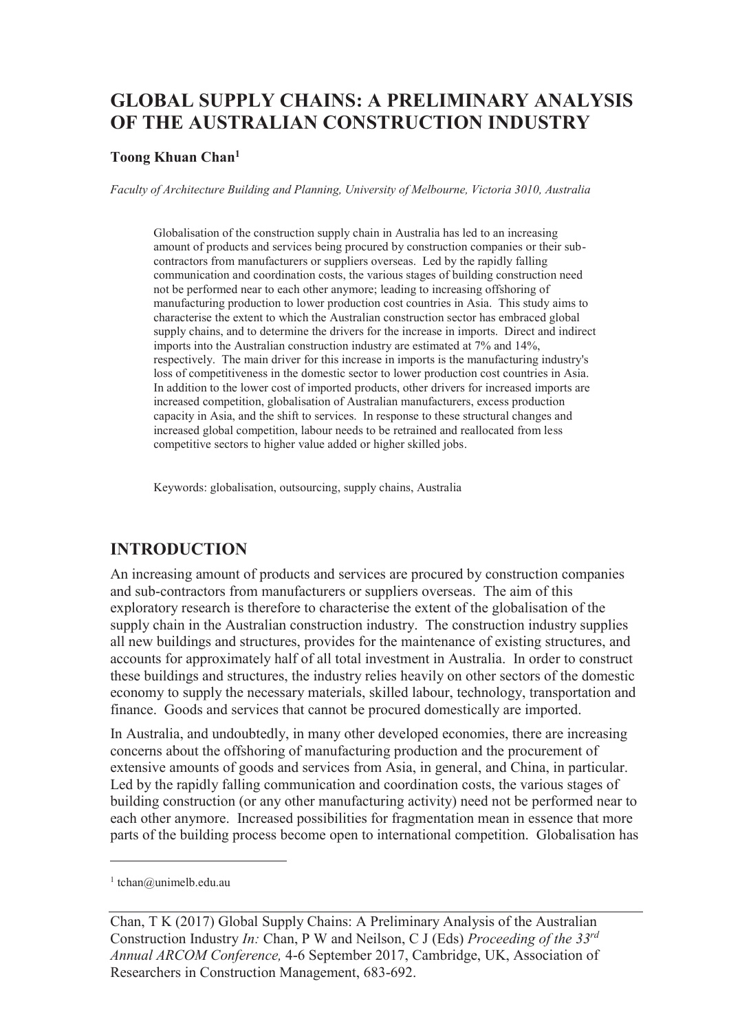# GLOBAL SUPPLY CHAINS: A PRELIMINARY ANALYSIS OF THE AUSTRALIAN CONSTRUCTION INDUSTRY

**Toong Khuan Chan**[1]

*Faculty of Architecture Building and Planning, University of Melbourne, Victoria 3010, Australia*

Globalisation of the construction supply chain in Australia has led to an increasing amount of products and services being procured by construction companies or their sub-contractors from manufacturers or suppliers overseas. Led by the rapidly falling communication and coordination costs, the various stages of building construction need not be performed near to each other anymore; leading to increasing offshoring of manufacturing production to lower production cost countries in Asia. This study aims to characterise the extent to which the Australian construction sector has embraced global supply chains, and to determine the drivers for the increase in imports. Direct and indirect imports into the Australian construction industry are estimated at 7% and 14%, respectively. The main driver for this increase in imports is the manufacturing industry's loss of competitiveness in the domestic sector to lower production cost countries in Asia. In addition to the lower cost of imported products, other drivers for increased imports are increased competition, globalisation of Australian manufacturers, excess production capacity in Asia, and the shift to services. In response to these structural changes and increased global competition, labour needs to be retrained and reallocated from less competitive sectors to higher value added or higher skilled jobs.

Keywords: globalisation, outsourcing, supply chains, Australia

## INTRODUCTION

An increasing amount of products and services are procured by construction companies and sub-contractors from manufacturers or suppliers overseas. The aim of this exploratory research is therefore to characterise the extent of the globalisation of the supply chain in the Australian construction industry. The construction industry supplies all new buildings and structures, provides for the maintenance of existing structures, and accounts for approximately half of all total investment in Australia. In order to construct these buildings and structures, the industry relies heavily on other sectors of the domestic economy to supply the necessary materials, skilled labour, technology, transportation and finance. Goods and services that cannot be procured domestically are imported.

In Australia, and undoubtedly, in many other developed economies, there are increasing concerns about the offshoring of manufacturing production and the procurement of extensive amounts of goods and services from Asia, in general, and China, in particular. Led by the rapidly falling communication and coordination costs, the various stages of building construction (or any other manufacturing activity) need not be performed near to each other anymore. Increased possibilities for fragmentation mean in essence that more parts of the building process become open to international competition. Globalisation has

[1] tchan@unimelb.edu.au

Chan, T K (2017) Global Supply Chains: A Preliminary Analysis of the Australian Construction Industry *In:* Chan, P W and Neilson, C J (Eds) *Proceeding of the 33rd Annual ARCOM Conference,* 4-6 September 2017, Cambridge, UK, Association of Researchers in Construction Management, 683-692.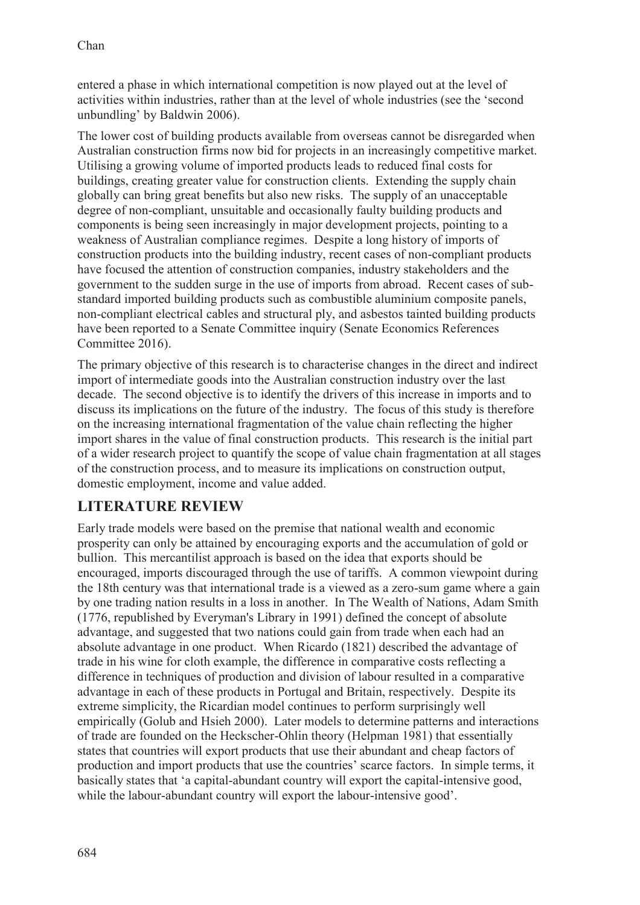entered a phase in which international competition is now played out at the level of activities within industries, rather than at the level of whole industries (see the 'second unbundling' by Baldwin 2006).

The lower cost of building products available from overseas cannot be disregarded when Australian construction firms now bid for projects in an increasingly competitive market. Utilising a growing volume of imported products leads to reduced final costs for buildings, creating greater value for construction clients. Extending the supply chain globally can bring great benefits but also new risks. The supply of an unacceptable degree of non-compliant, unsuitable and occasionally faulty building products and components is being seen increasingly in major development projects, pointing to a weakness of Australian compliance regimes. Despite a long history of imports of construction products into the building industry, recent cases of non-compliant products have focused the attention of construction companies, industry stakeholders and the government to the sudden surge in the use of imports from abroad. Recent cases of sub-standard imported building products such as combustible aluminium composite panels, non-compliant electrical cables and structural ply, and asbestos tainted building products have been reported to a Senate Committee inquiry (Senate Economics References Committee 2016).

The primary objective of this research is to characterise changes in the direct and indirect import of intermediate goods into the Australian construction industry over the last decade. The second objective is to identify the drivers of this increase in imports and to discuss its implications on the future of the industry. The focus of this study is therefore on the increasing international fragmentation of the value chain reflecting the higher import shares in the value of final construction products. This research is the initial part of a wider research project to quantify the scope of value chain fragmentation at all stages of the construction process, and to measure its implications on construction output, domestic employment, income and value added.

## LITERATURE REVIEW

Early trade models were based on the premise that national wealth and economic prosperity can only be attained by encouraging exports and the accumulation of gold or bullion. This mercantilist approach is based on the idea that exports should be encouraged, imports discouraged through the use of tariffs. A common viewpoint during the 18th century was that international trade is a viewed as a zero-sum game where a gain by one trading nation results in a loss in another. In The Wealth of Nations, Adam Smith (1776, republished by Everyman's Library in 1991) defined the concept of absolute advantage, and suggested that two nations could gain from trade when each had an absolute advantage in one product. When Ricardo (1821) described the advantage of trade in his wine for cloth example, the difference in comparative costs reflecting a difference in techniques of production and division of labour resulted in a comparative advantage in each of these products in Portugal and Britain, respectively. Despite its extreme simplicity, the Ricardian model continues to perform surprisingly well empirically (Golub and Hsieh 2000). Later models to determine patterns and interactions of trade are founded on the Heckscher-Ohlin theory (Helpman 1981) that essentially states that countries will export products that use their abundant and cheap factors of production and import products that use the countries' scarce factors. In simple terms, it basically states that 'a capital-abundant country will export the capital-intensive good, while the labour-abundant country will export the labour-intensive good'.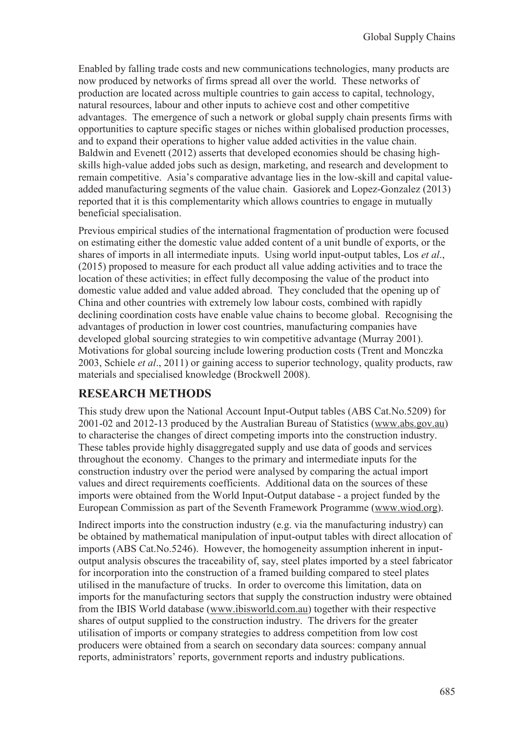Enabled by falling trade costs and new communications technologies, many products are now produced by networks of firms spread all over the world. These networks of production are located across multiple countries to gain access to capital, technology, natural resources, labour and other inputs to achieve cost and other competitive advantages. The emergence of such a network or global supply chain presents firms with opportunities to capture specific stages or niches within globalised production processes, and to expand their operations to higher value added activities in the value chain. Baldwin and Evenett (2012) asserts that developed economies should be chasing high-skills high-value added jobs such as design, marketing, and research and development to remain competitive. Asia's comparative advantage lies in the low-skill and capital value-added manufacturing segments of the value chain. Gasiorek and Lopez-Gonzalez (2013) reported that it is this complementarity which allows countries to engage in mutually beneficial specialisation.

Previous empirical studies of the international fragmentation of production were focused on estimating either the domestic value added content of a unit bundle of exports, or the shares of imports in all intermediate inputs. Using world input-output tables, Los *et al*., (2015) proposed to measure for each product all value adding activities and to trace the location of these activities; in effect fully decomposing the value of the product into domestic value added and value added abroad. They concluded that the opening up of China and other countries with extremely low labour costs, combined with rapidly declining coordination costs have enable value chains to become global. Recognising the advantages of production in lower cost countries, manufacturing companies have developed global sourcing strategies to win competitive advantage (Murray 2001). Motivations for global sourcing include lowering production costs (Trent and Monczka 2003, Schiele *et al*., 2011) or gaining access to superior technology, quality products, raw materials and specialised knowledge (Brockwell 2008).

## RESEARCH METHODS

This study drew upon the National Account Input-Output tables (ABS Cat.No.5209) for 2001-02 and 2012-13 produced by the Australian Bureau of Statistics (www.abs.gov.au) to characterise the changes of direct competing imports into the construction industry. These tables provide highly disaggregated supply and use data of goods and services throughout the economy. Changes to the primary and intermediate inputs for the construction industry over the period were analysed by comparing the actual import values and direct requirements coefficients. Additional data on the sources of these imports were obtained from the World Input-Output database - a project funded by the European Commission as part of the Seventh Framework Programme (www.wiod.org).

Indirect imports into the construction industry (e.g. via the manufacturing industry) can be obtained by mathematical manipulation of input-output tables with direct allocation of imports (ABS Cat.No.5246). However, the homogeneity assumption inherent in input-output analysis obscures the traceability of, say, steel plates imported by a steel fabricator for incorporation into the construction of a framed building compared to steel plates utilised in the manufacture of trucks. In order to overcome this limitation, data on imports for the manufacturing sectors that supply the construction industry were obtained from the IBIS World database (www.ibisworld.com.au) together with their respective shares of output supplied to the construction industry. The drivers for the greater utilisation of imports or company strategies to address competition from low cost producers were obtained from a search on secondary data sources: company annual reports, administrators' reports, government reports and industry publications.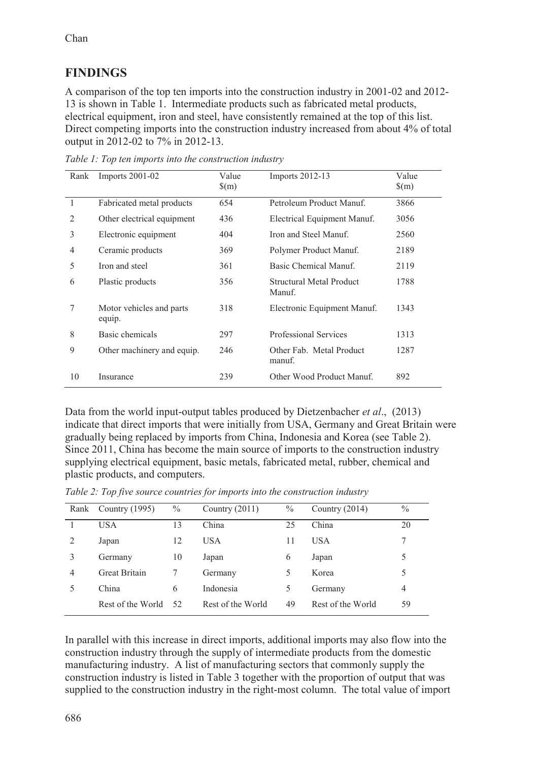## FINDINGS

A comparison of the top ten imports into the construction industry in 2001-02 and 2012-13 is shown in Table 1. Intermediate products such as fabricated metal products, electrical equipment, iron and steel, have consistently remained at the top of this list. Direct competing imports into the construction industry increased from about 4% of total output in 2012-02 to 7% in 2012-13.

*Table 1: Top ten imports into the construction industry*

| Rank | Imports 2001-02 | Value $(m) | Imports 2012-13 | Value $(m) |
|---|---|---|---|---|
| 1 | Fabricated metal products | 654 | Petroleum Product Manuf. | 3866 |
| 2 | Other electrical equipment | 436 | Electrical Equipment Manuf. | 3056 |
| 3 | Electronic equipment | 404 | Iron and Steel Manuf. | 2560 |
| 4 | Ceramic products | 369 | Polymer Product Manuf. | 2189 |
| 5 | Iron and steel | 361 | Basic Chemical Manuf. | 2119 |
| 6 | Plastic products | 356 | Structural Metal Product Manuf. | 1788 |
| 7 | Motor vehicles and parts equip. | 318 | Electronic Equipment Manuf. | 1343 |
| 8 | Basic chemicals | 297 | Professional Services | 1313 |
| 9 | Other machinery and equip. | 246 | Other Fab. Metal Product manuf. | 1287 |
| 10 | Insurance | 239 | Other Wood Product Manuf. | 892 |

Data from the world input-output tables produced by Dietzenbacher *et al*., (2013) indicate that direct imports that were initially from USA, Germany and Great Britain were gradually being replaced by imports from China, Indonesia and Korea (see Table 2). Since 2011, China has become the main source of imports to the construction industry supplying electrical equipment, basic metals, fabricated metal, rubber, chemical and plastic products, and computers.

*Table 2: Top five source countries for imports into the construction industry*

| Rank | Country (1995) | % | Country (2011) | % | Country (2014) | % |
|---|---|---|---|---|---|---|
| 1 | USA | 13 | China | 25 | China | 20 |
| 2 | Japan | 12 | USA | 11 | USA | 7 |
| 3 | Germany | 10 | Japan | 6 | Japan | 5 |
| 4 | Great Britain | 7 | Germany | 5 | Korea | 5 |
| 5 | China | 6 | Indonesia | 5 | Germany | 4 |
| | Rest of the World | 52 | Rest of the World | 49 | Rest of the World | 59 |

In parallel with this increase in direct imports, additional imports may also flow into the construction industry through the supply of intermediate products from the domestic manufacturing industry. A list of manufacturing sectors that commonly supply the construction industry is listed in Table 3 together with the proportion of output that was supplied to the construction industry in the right-most column. The total value of import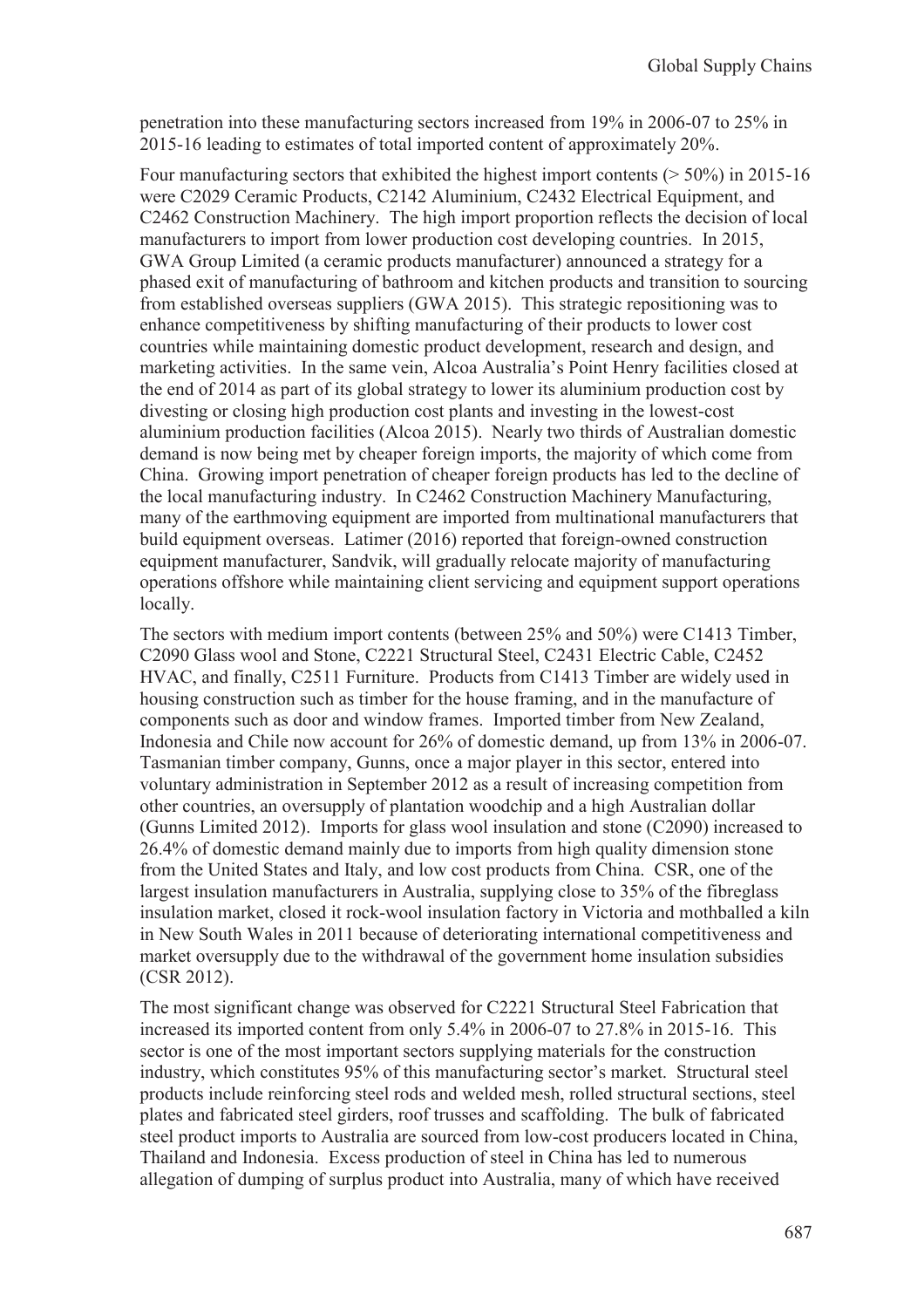penetration into these manufacturing sectors increased from 19% in 2006-07 to 25% in 2015-16 leading to estimates of total imported content of approximately 20%.

Four manufacturing sectors that exhibited the highest import contents (> 50%) in 2015-16 were C2029 Ceramic Products, C2142 Aluminium, C2432 Electrical Equipment, and C2462 Construction Machinery. The high import proportion reflects the decision of local manufacturers to import from lower production cost developing countries. In 2015, GWA Group Limited (a ceramic products manufacturer) announced a strategy for a phased exit of manufacturing of bathroom and kitchen products and transition to sourcing from established overseas suppliers (GWA 2015). This strategic repositioning was to enhance competitiveness by shifting manufacturing of their products to lower cost countries while maintaining domestic product development, research and design, and marketing activities. In the same vein, Alcoa Australia's Point Henry facilities closed at the end of 2014 as part of its global strategy to lower its aluminium production cost by divesting or closing high production cost plants and investing in the lowest-cost aluminium production facilities (Alcoa 2015). Nearly two thirds of Australian domestic demand is now being met by cheaper foreign imports, the majority of which come from China. Growing import penetration of cheaper foreign products has led to the decline of the local manufacturing industry. In C2462 Construction Machinery Manufacturing, many of the earthmoving equipment are imported from multinational manufacturers that build equipment overseas. Latimer (2016) reported that foreign-owned construction equipment manufacturer, Sandvik, will gradually relocate majority of manufacturing operations offshore while maintaining client servicing and equipment support operations locally.

The sectors with medium import contents (between 25% and 50%) were C1413 Timber, C2090 Glass wool and Stone, C2221 Structural Steel, C2431 Electric Cable, C2452 HVAC, and finally, C2511 Furniture. Products from C1413 Timber are widely used in housing construction such as timber for the house framing, and in the manufacture of components such as door and window frames. Imported timber from New Zealand, Indonesia and Chile now account for 26% of domestic demand, up from 13% in 2006-07. Tasmanian timber company, Gunns, once a major player in this sector, entered into voluntary administration in September 2012 as a result of increasing competition from other countries, an oversupply of plantation woodchip and a high Australian dollar (Gunns Limited 2012). Imports for glass wool insulation and stone (C2090) increased to 26.4% of domestic demand mainly due to imports from high quality dimension stone from the United States and Italy, and low cost products from China. CSR, one of the largest insulation manufacturers in Australia, supplying close to 35% of the fibreglass insulation market, closed it rock-wool insulation factory in Victoria and mothballed a kiln in New South Wales in 2011 because of deteriorating international competitiveness and market oversupply due to the withdrawal of the government home insulation subsidies (CSR 2012).

The most significant change was observed for C2221 Structural Steel Fabrication that increased its imported content from only 5.4% in 2006-07 to 27.8% in 2015-16. This sector is one of the most important sectors supplying materials for the construction industry, which constitutes 95% of this manufacturing sector's market. Structural steel products include reinforcing steel rods and welded mesh, rolled structural sections, steel plates and fabricated steel girders, roof trusses and scaffolding. The bulk of fabricated steel product imports to Australia are sourced from low-cost producers located in China, Thailand and Indonesia. Excess production of steel in China has led to numerous allegation of dumping of surplus product into Australia, many of which have received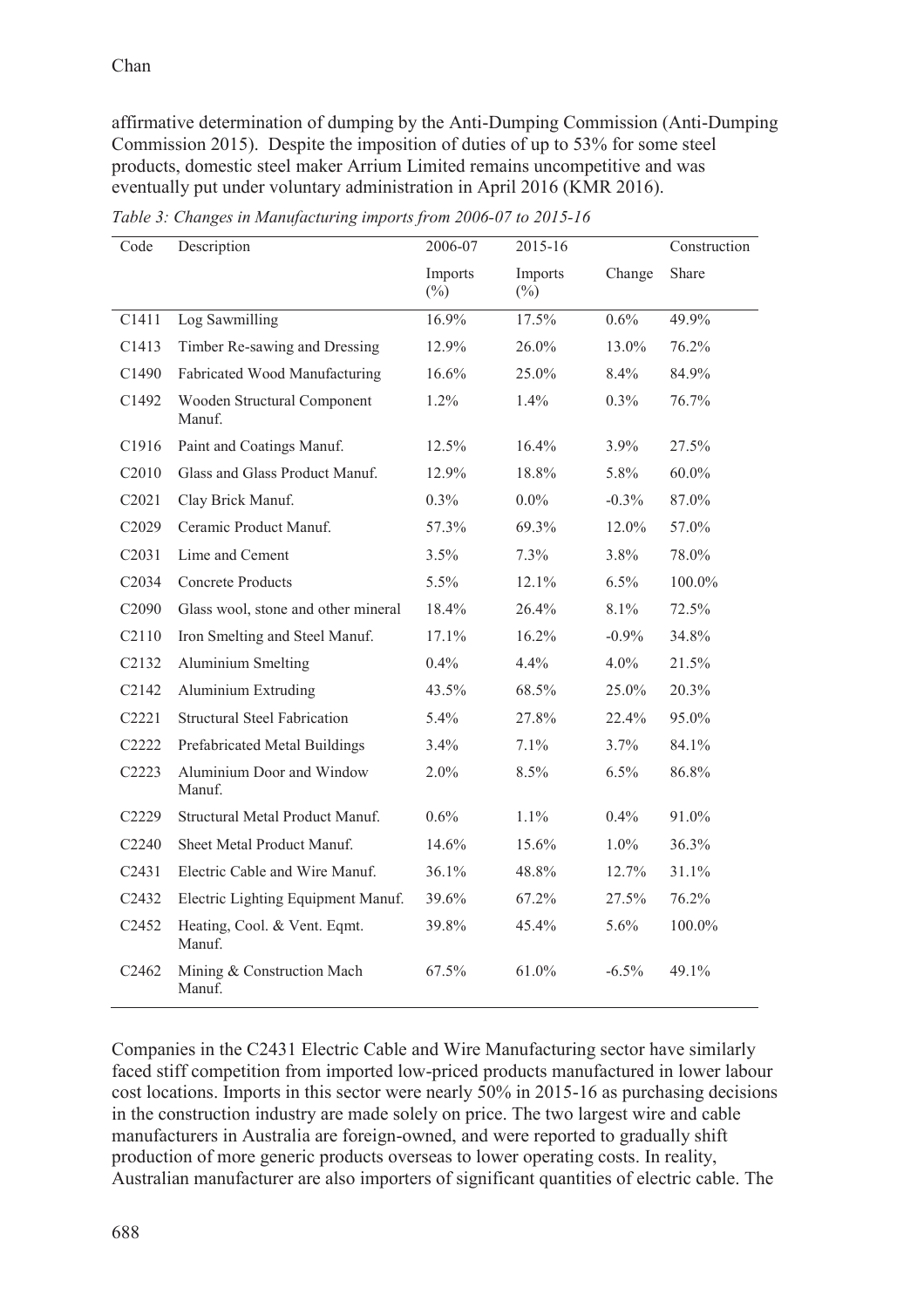affirmative determination of dumping by the Anti-Dumping Commission (Anti-Dumping Commission 2015). Despite the imposition of duties of up to 53% for some steel products, domestic steel maker Arrium Limited remains uncompetitive and was eventually put under voluntary administration in April 2016 (KMR 2016).

*Table 3: Changes in Manufacturing imports from 2006-07 to 2015-16*

| Code | Description | 2006-07 | 2015-16 | | Construction |
|---|---|---|---|---|---|
| | | Imports (%) | Imports (%) | Change | Share |
| C1411 | Log Sawmilling | 16.9% | 17.5% | 0.6% | 49.9% |
| C1413 | Timber Re-sawing and Dressing | 12.9% | 26.0% | 13.0% | 76.2% |
| C1490 | Fabricated Wood Manufacturing | 16.6% | 25.0% | 8.4% | 84.9% |
| C1492 | Wooden Structural Component Manuf. | 1.2% | 1.4% | 0.3% | 76.7% |
| C1916 | Paint and Coatings Manuf. | 12.5% | 16.4% | 3.9% | 27.5% |
| C2010 | Glass and Glass Product Manuf. | 12.9% | 18.8% | 5.8% | 60.0% |
| C2021 | Clay Brick Manuf. | 0.3% | 0.0% | -0.3% | 87.0% |
| C2029 | Ceramic Product Manuf. | 57.3% | 69.3% | 12.0% | 57.0% |
| C2031 | Lime and Cement | 3.5% | 7.3% | 3.8% | 78.0% |
| C2034 | Concrete Products | 5.5% | 12.1% | 6.5% | 100.0% |
| C2090 | Glass wool, stone and other mineral | 18.4% | 26.4% | 8.1% | 72.5% |
| C2110 | Iron Smelting and Steel Manuf. | 17.1% | 16.2% | -0.9% | 34.8% |
| C2132 | Aluminium Smelting | 0.4% | 4.4% | 4.0% | 21.5% |
| C2142 | Aluminium Extruding | 43.5% | 68.5% | 25.0% | 20.3% |
| C2221 | Structural Steel Fabrication | 5.4% | 27.8% | 22.4% | 95.0% |
| C2222 | Prefabricated Metal Buildings | 3.4% | 7.1% | 3.7% | 84.1% |
| C2223 | Aluminium Door and Window Manuf. | 2.0% | 8.5% | 6.5% | 86.8% |
| C2229 | Structural Metal Product Manuf. | 0.6% | 1.1% | 0.4% | 91.0% |
| C2240 | Sheet Metal Product Manuf. | 14.6% | 15.6% | 1.0% | 36.3% |
| C2431 | Electric Cable and Wire Manuf. | 36.1% | 48.8% | 12.7% | 31.1% |
| C2432 | Electric Lighting Equipment Manuf. | 39.6% | 67.2% | 27.5% | 76.2% |
| C2452 | Heating, Cool. & Vent. Eqmt. Manuf. | 39.8% | 45.4% | 5.6% | 100.0% |
| C2462 | Mining & Construction Mach Manuf. | 67.5% | 61.0% | -6.5% | 49.1% |

Companies in the C2431 Electric Cable and Wire Manufacturing sector have similarly faced stiff competition from imported low-priced products manufactured in lower labour cost locations. Imports in this sector were nearly 50% in 2015-16 as purchasing decisions in the construction industry are made solely on price. The two largest wire and cable manufacturers in Australia are foreign-owned, and were reported to gradually shift production of more generic products overseas to lower operating costs. In reality, Australian manufacturer are also importers of significant quantities of electric cable. The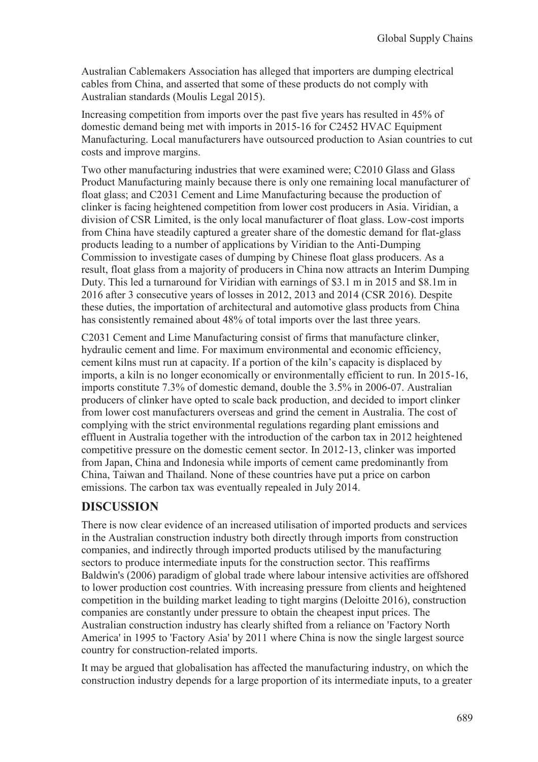Australian Cablemakers Association has alleged that importers are dumping electrical cables from China, and asserted that some of these products do not comply with Australian standards (Moulis Legal 2015).

Increasing competition from imports over the past five years has resulted in 45% of domestic demand being met with imports in 2015-16 for C2452 HVAC Equipment Manufacturing. Local manufacturers have outsourced production to Asian countries to cut costs and improve margins.

Two other manufacturing industries that were examined were; C2010 Glass and Glass Product Manufacturing mainly because there is only one remaining local manufacturer of float glass; and C2031 Cement and Lime Manufacturing because the production of clinker is facing heightened competition from lower cost producers in Asia. Viridian, a division of CSR Limited, is the only local manufacturer of float glass. Low-cost imports from China have steadily captured a greater share of the domestic demand for flat-glass products leading to a number of applications by Viridian to the Anti-Dumping Commission to investigate cases of dumping by Chinese float glass producers. As a result, float glass from a majority of producers in China now attracts an Interim Dumping Duty. This led a turnaround for Viridian with earnings of $3.1 m in 2015 and $8.1m in 2016 after 3 consecutive years of losses in 2012, 2013 and 2014 (CSR 2016). Despite these duties, the importation of architectural and automotive glass products from China has consistently remained about 48% of total imports over the last three years.

C2031 Cement and Lime Manufacturing consist of firms that manufacture clinker, hydraulic cement and lime. For maximum environmental and economic efficiency, cement kilns must run at capacity. If a portion of the kiln's capacity is displaced by imports, a kiln is no longer economically or environmentally efficient to run. In 2015-16, imports constitute 7.3% of domestic demand, double the 3.5% in 2006-07. Australian producers of clinker have opted to scale back production, and decided to import clinker from lower cost manufacturers overseas and grind the cement in Australia. The cost of complying with the strict environmental regulations regarding plant emissions and effluent in Australia together with the introduction of the carbon tax in 2012 heightened competitive pressure on the domestic cement sector. In 2012-13, clinker was imported from Japan, China and Indonesia while imports of cement came predominantly from China, Taiwan and Thailand. None of these countries have put a price on carbon emissions. The carbon tax was eventually repealed in July 2014.

## DISCUSSION

There is now clear evidence of an increased utilisation of imported products and services in the Australian construction industry both directly through imports from construction companies, and indirectly through imported products utilised by the manufacturing sectors to produce intermediate inputs for the construction sector. This reaffirms Baldwin's (2006) paradigm of global trade where labour intensive activities are offshored to lower production cost countries. With increasing pressure from clients and heightened competition in the building market leading to tight margins (Deloitte 2016), construction companies are constantly under pressure to obtain the cheapest input prices. The Australian construction industry has clearly shifted from a reliance on 'Factory North America' in 1995 to 'Factory Asia' by 2011 where China is now the single largest source country for construction-related imports.

It may be argued that globalisation has affected the manufacturing industry, on which the construction industry depends for a large proportion of its intermediate inputs, to a greater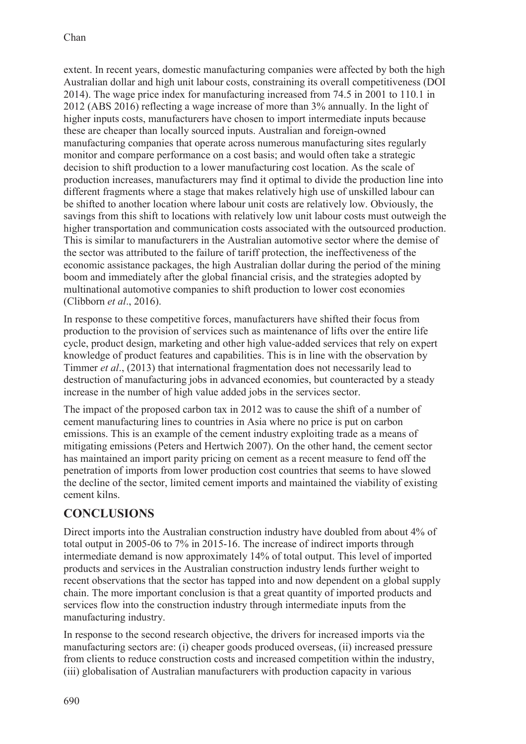extent. In recent years, domestic manufacturing companies were affected by both the high Australian dollar and high unit labour costs, constraining its overall competitiveness (DOI 2014). The wage price index for manufacturing increased from 74.5 in 2001 to 110.1 in 2012 (ABS 2016) reflecting a wage increase of more than 3% annually. In the light of higher inputs costs, manufacturers have chosen to import intermediate inputs because these are cheaper than locally sourced inputs. Australian and foreign-owned manufacturing companies that operate across numerous manufacturing sites regularly monitor and compare performance on a cost basis; and would often take a strategic decision to shift production to a lower manufacturing cost location. As the scale of production increases, manufacturers may find it optimal to divide the production line into different fragments where a stage that makes relatively high use of unskilled labour can be shifted to another location where labour unit costs are relatively low. Obviously, the savings from this shift to locations with relatively low unit labour costs must outweigh the higher transportation and communication costs associated with the outsourced production. This is similar to manufacturers in the Australian automotive sector where the demise of the sector was attributed to the failure of tariff protection, the ineffectiveness of the economic assistance packages, the high Australian dollar during the period of the mining boom and immediately after the global financial crisis, and the strategies adopted by multinational automotive companies to shift production to lower cost economies (Clibborn *et al*., 2016).

In response to these competitive forces, manufacturers have shifted their focus from production to the provision of services such as maintenance of lifts over the entire life cycle, product design, marketing and other high value-added services that rely on expert knowledge of product features and capabilities. This is in line with the observation by Timmer *et al*., (2013) that international fragmentation does not necessarily lead to destruction of manufacturing jobs in advanced economies, but counteracted by a steady increase in the number of high value added jobs in the services sector.

The impact of the proposed carbon tax in 2012 was to cause the shift of a number of cement manufacturing lines to countries in Asia where no price is put on carbon emissions. This is an example of the cement industry exploiting trade as a means of mitigating emissions (Peters and Hertwich 2007). On the other hand, the cement sector has maintained an import parity pricing on cement as a recent measure to fend off the penetration of imports from lower production cost countries that seems to have slowed the decline of the sector, limited cement imports and maintained the viability of existing cement kilns.

## CONCLUSIONS

Direct imports into the Australian construction industry have doubled from about 4% of total output in 2005-06 to 7% in 2015-16. The increase of indirect imports through intermediate demand is now approximately 14% of total output. This level of imported products and services in the Australian construction industry lends further weight to recent observations that the sector has tapped into and now dependent on a global supply chain. The more important conclusion is that a great quantity of imported products and services flow into the construction industry through intermediate inputs from the manufacturing industry.

In response to the second research objective, the drivers for increased imports via the manufacturing sectors are: (i) cheaper goods produced overseas, (ii) increased pressure from clients to reduce construction costs and increased competition within the industry, (iii) globalisation of Australian manufacturers with production capacity in various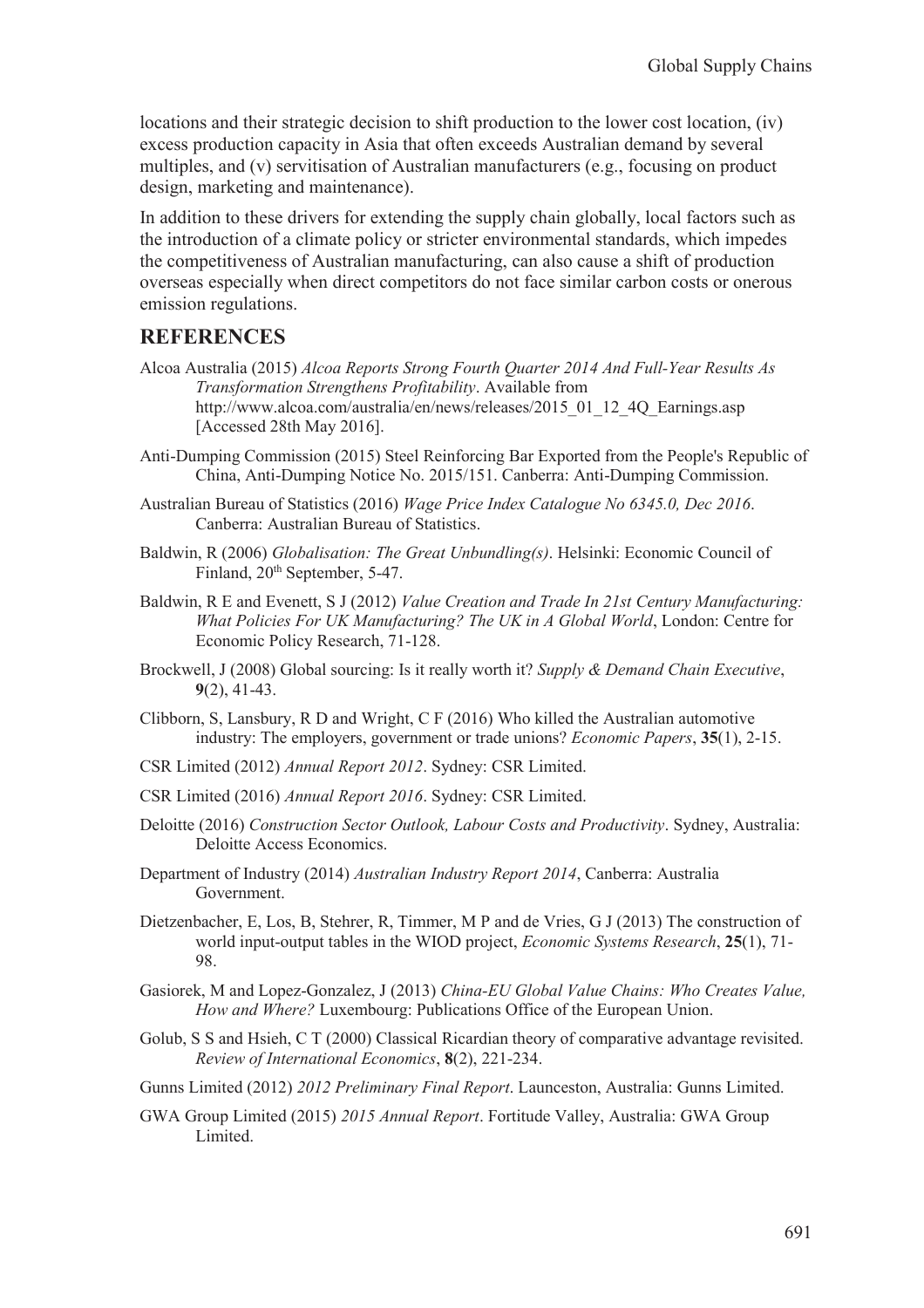locations and their strategic decision to shift production to the lower cost location, (iv) excess production capacity in Asia that often exceeds Australian demand by several multiples, and (v) servitisation of Australian manufacturers (e.g., focusing on product design, marketing and maintenance).

In addition to these drivers for extending the supply chain globally, local factors such as the introduction of a climate policy or stricter environmental standards, which impedes the competitiveness of Australian manufacturing, can also cause a shift of production overseas especially when direct competitors do not face similar carbon costs or onerous emission regulations.

## REFERENCES

Alcoa Australia (2015) *Alcoa Reports Strong Fourth Quarter 2014 And Full-Year Results As Transformation Strengthens Profitability*. Available from http://www.alcoa.com/australia/en/news/releases/2015_01_12_4Q_Earnings.asp [Accessed 28th May 2016].

Anti-Dumping Commission (2015) Steel Reinforcing Bar Exported from the People's Republic of China, Anti-Dumping Notice No. 2015/151. Canberra: Anti-Dumping Commission.

Australian Bureau of Statistics (2016) *Wage Price Index Catalogue No 6345.0, Dec 2016*. Canberra: Australian Bureau of Statistics.

Baldwin, R (2006) *Globalisation: The Great Unbundling(s)*. Helsinki: Economic Council of Finland, 20th September, 5-47.

Baldwin, R E and Evenett, S J (2012) *Value Creation and Trade In 21st Century Manufacturing: What Policies For UK Manufacturing? The UK in A Global World*, London: Centre for Economic Policy Research, 71-128.

Brockwell, J (2008) Global sourcing: Is it really worth it? *Supply & Demand Chain Executive*, **9**(2), 41-43.

Clibborn, S, Lansbury, R D and Wright, C F (2016) Who killed the Australian automotive industry: The employers, government or trade unions? *Economic Papers*, **35**(1), 2-15.

CSR Limited (2012) *Annual Report 2012*. Sydney: CSR Limited.

CSR Limited (2016) *Annual Report 2016*. Sydney: CSR Limited.

Deloitte (2016) *Construction Sector Outlook, Labour Costs and Productivity*. Sydney, Australia: Deloitte Access Economics.

Department of Industry (2014) *Australian Industry Report 2014*, Canberra: Australia Government.

Dietzenbacher, E, Los, B, Stehrer, R, Timmer, M P and de Vries, G J (2013) The construction of world input-output tables in the WIOD project, *Economic Systems Research*, **25**(1), 71-98.

Gasiorek, M and Lopez-Gonzalez, J (2013) *China-EU Global Value Chains: Who Creates Value, How and Where?* Luxembourg: Publications Office of the European Union.

Golub, S S and Hsieh, C T (2000) Classical Ricardian theory of comparative advantage revisited. *Review of International Economics*, **8**(2), 221-234.

Gunns Limited (2012) *2012 Preliminary Final Report*. Launceston, Australia: Gunns Limited.

GWA Group Limited (2015) *2015 Annual Report*. Fortitude Valley, Australia: GWA Group Limited.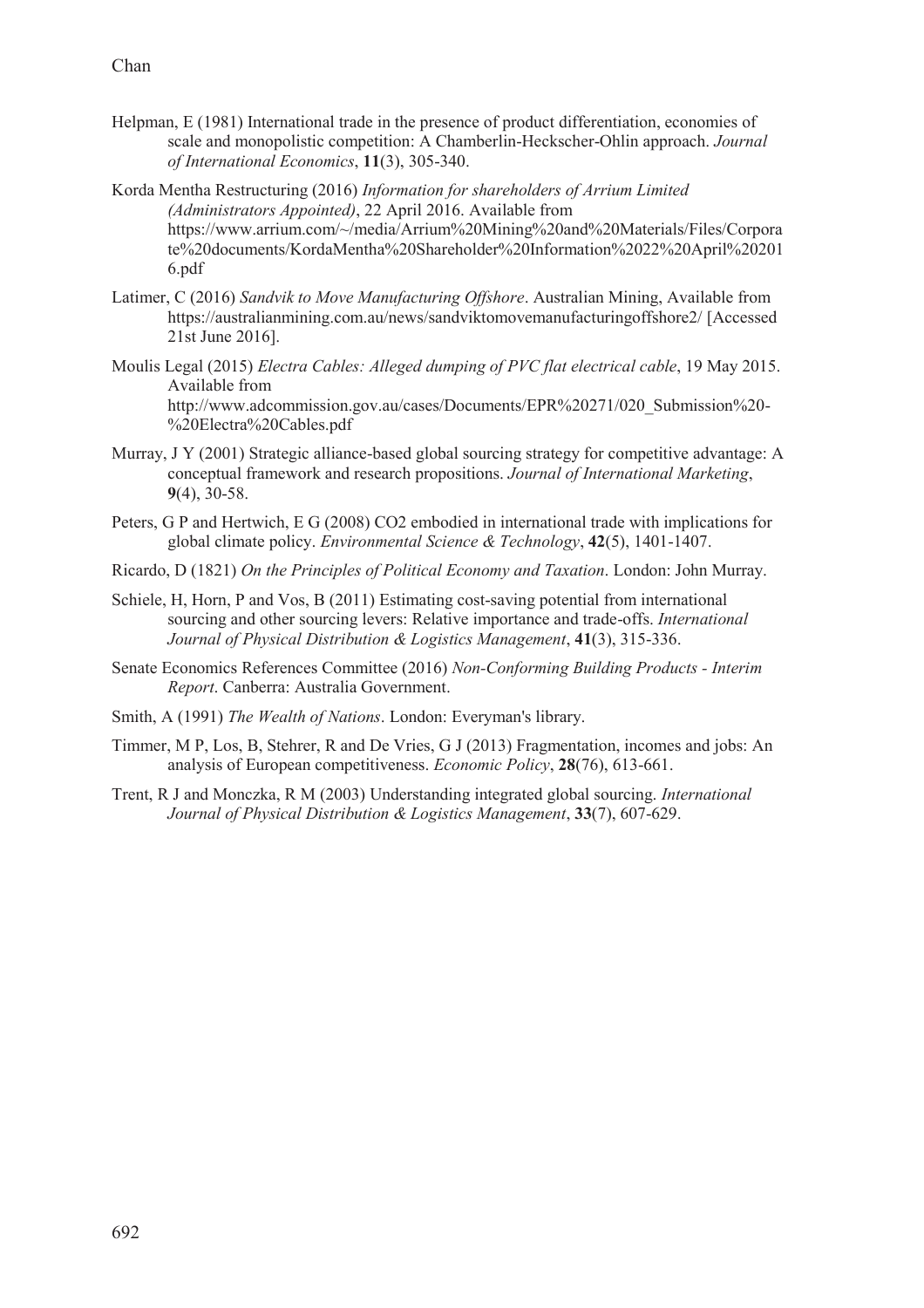Helpman, E (1981) International trade in the presence of product differentiation, economies of scale and monopolistic competition: A Chamberlin-Heckscher-Ohlin approach. *Journal of International Economics*, **11**(3), 305-340.

Korda Mentha Restructuring (2016) *Information for shareholders of Arrium Limited (Administrators Appointed)*, 22 April 2016. Available from https://www.arrium.com/~/media/Arrium%20Mining%20and%20Materials/Files/Corporate%20documents/KordaMentha%20Shareholder%20Information%2022%20April%202016.pdf

Latimer, C (2016) *Sandvik to Move Manufacturing Offshore*. Australian Mining, Available from https://australianmining.com.au/news/sandviktomovemanufacturingoffshore2/ [Accessed 21st June 2016].

Moulis Legal (2015) *Electra Cables: Alleged dumping of PVC flat electrical cable*, 19 May 2015. Available from http://www.adcommission.gov.au/cases/Documents/EPR%20271/020_Submission%20-%20Electra%20Cables.pdf

Murray, J Y (2001) Strategic alliance-based global sourcing strategy for competitive advantage: A conceptual framework and research propositions. *Journal of International Marketing*, **9**(4), 30-58.

Peters, G P and Hertwich, E G (2008) CO2 embodied in international trade with implications for global climate policy. *Environmental Science & Technology*, **42**(5), 1401-1407.

Ricardo, D (1821) *On the Principles of Political Economy and Taxation*. London: John Murray.

Schiele, H, Horn, P and Vos, B (2011) Estimating cost-saving potential from international sourcing and other sourcing levers: Relative importance and trade-offs. *International Journal of Physical Distribution & Logistics Management*, **41**(3), 315-336.

Senate Economics References Committee (2016) *Non-Conforming Building Products - Interim Report*. Canberra: Australia Government.

Smith, A (1991) *The Wealth of Nations*. London: Everyman's library.

Timmer, M P, Los, B, Stehrer, R and De Vries, G J (2013) Fragmentation, incomes and jobs: An analysis of European competitiveness. *Economic Policy*, **28**(76), 613-661.

Trent, R J and Monczka, R M (2003) Understanding integrated global sourcing. *International Journal of Physical Distribution & Logistics Management*, **33**(7), 607-629.